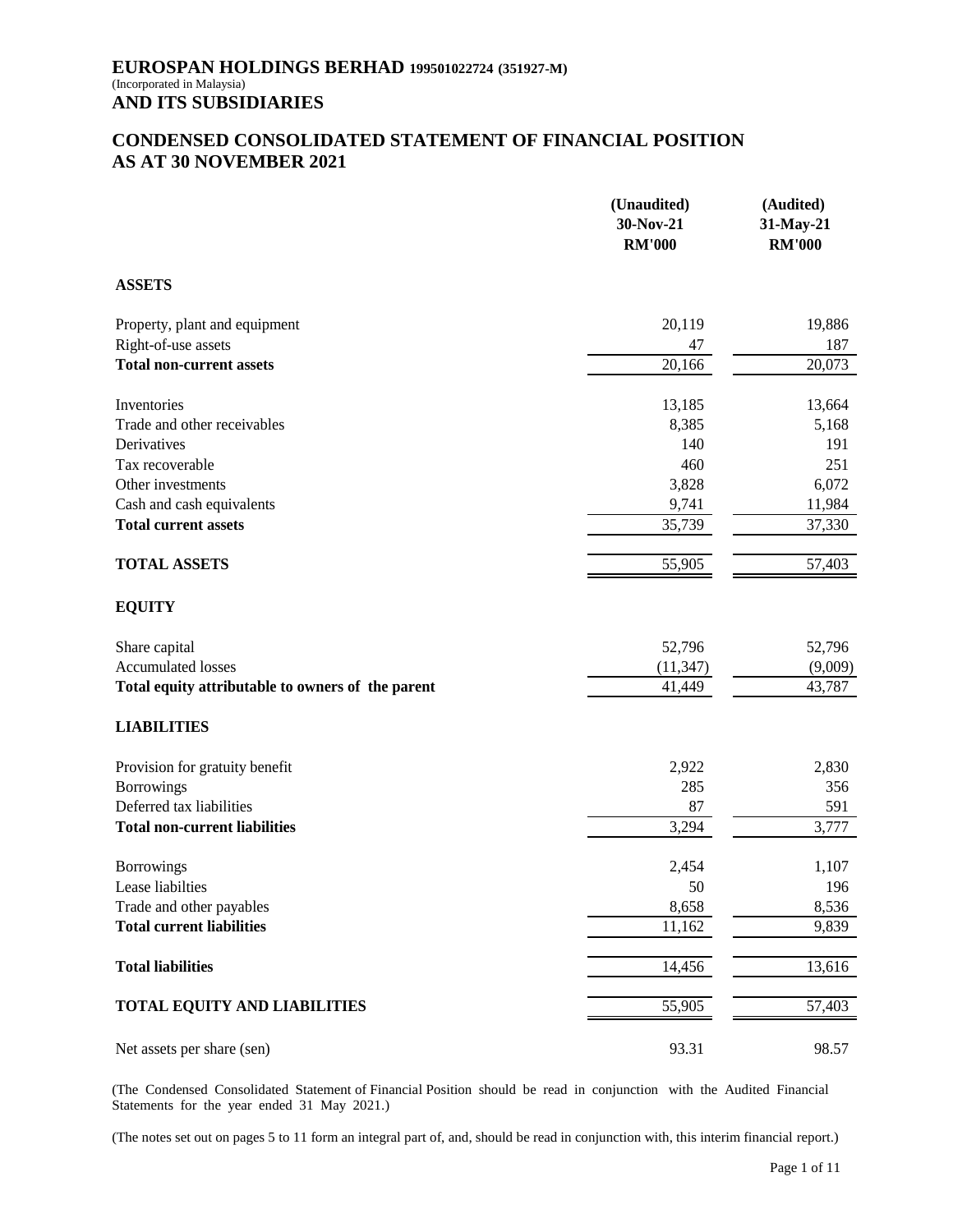# EUROSPAN HOLDINGS BERHAD 199501022724 (351927-M)

(Incorporated in Malaysia)

**AND ITS SUBSIDIARIES**

## CONDENSED CONSOLIDATED STATEMENT OF FINANCIAL POSITION AS AT 30 NOVEMBER 2021

| | (Unaudited) 30-Nov-21 RM'000 | (Audited) 31-May-21 RM'000 |
|---|---|---|
| **ASSETS** | | |
| Property, plant and equipment | 20,119 | 19,886 |
| Right-of-use assets | 47 | 187 |
| **Total non-current assets** | 20,166 | 20,073 |
| Inventories | 13,185 | 13,664 |
| Trade and other receivables | 8,385 | 5,168 |
| Derivatives | 140 | 191 |
| Tax recoverable | 460 | 251 |
| Other investments | 3,828 | 6,072 |
| Cash and cash equivalents | 9,741 | 11,984 |
| **Total current assets** | 35,739 | 37,330 |
| **TOTAL ASSETS** | 55,905 | 57,403 |
| **EQUITY** | | |
| Share capital | 52,796 | 52,796 |
| Accumulated losses | (11,347) | (9,009) |
| **Total equity attributable to owners of the parent** | 41,449 | 43,787 |
| **LIABILITIES** | | |
| Provision for gratuity benefit | 2,922 | 2,830 |
| Borrowings | 285 | 356 |
| Deferred tax liabilities | 87 | 591 |
| **Total non-current liabilities** | 3,294 | 3,777 |
| Borrowings | 2,454 | 1,107 |
| Lease liabilties | 50 | 196 |
| Trade and other payables | 8,658 | 8,536 |
| **Total current liabilities** | 11,162 | 9,839 |
| **Total liabilities** | 14,456 | 13,616 |
| **TOTAL EQUITY AND LIABILITIES** | 55,905 | 57,403 |
| Net assets per share (sen) | 93.31 | 98.57 |

(The Condensed Consolidated Statement of Financial Position should be read in conjunction with the Audited Financial Statements for the year ended 31 May 2021.)

(The notes set out on pages 5 to 11 form an integral part of, and, should be read in conjunction with, this interim financial report.)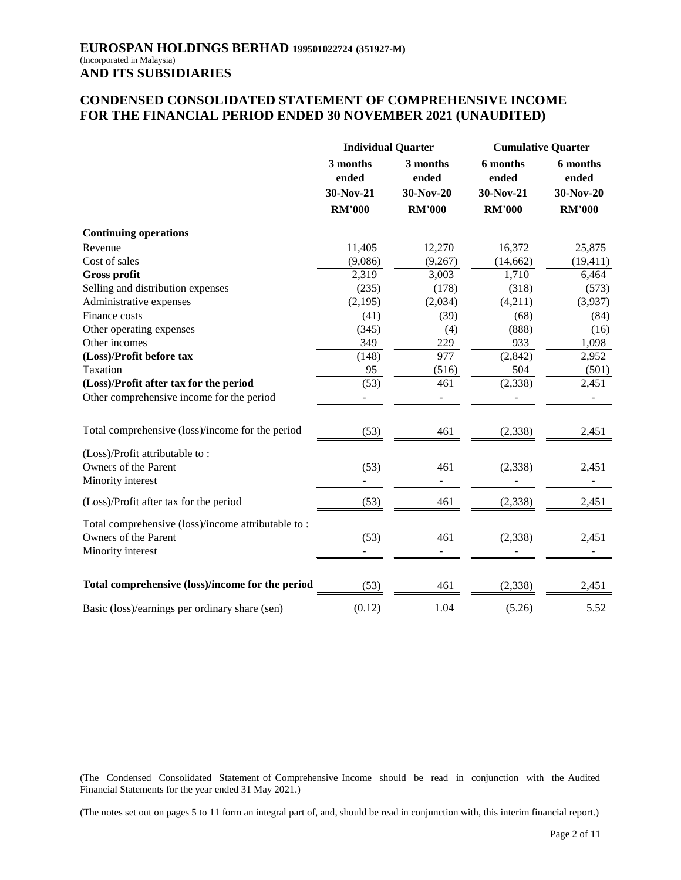# EUROSPAN HOLDINGS BERHAD 199501022724 (351927-M)

(Incorporated in Malaysia)

**AND ITS SUBSIDIARIES**

## CONDENSED CONSOLIDATED STATEMENT OF COMPREHENSIVE INCOME FOR THE FINANCIAL PERIOD ENDED 30 NOVEMBER 2021 (UNAUDITED)

| | Individual Quarter | | Cumulative Quarter | |
|---|---|---|---|---|
| | 3 months ended 30-Nov-21 | 3 months ended 30-Nov-20 | 6 months ended 30-Nov-21 | 6 months ended 30-Nov-20 |
| | RM'000 | RM'000 | RM'000 | RM'000 |
| **Continuing operations** | | | | |
| Revenue | 11,405 | 12,270 | 16,372 | 25,875 |
| Cost of sales | (9,086) | (9,267) | (14,662) | (19,411) |
| **Gross profit** | 2,319 | 3,003 | 1,710 | 6,464 |
| Selling and distribution expenses | (235) | (178) | (318) | (573) |
| Administrative expenses | (2,195) | (2,034) | (4,211) | (3,937) |
| Finance costs | (41) | (39) | (68) | (84) |
| Other operating expenses | (345) | (4) | (888) | (16) |
| Other incomes | 349 | 229 | 933 | 1,098 |
| **(Loss)/Profit before tax** | (148) | 977 | (2,842) | 2,952 |
| Taxation | 95 | (516) | 504 | (501) |
| **(Loss)/Profit after tax for the period** | (53) | 461 | (2,338) | 2,451 |
| Other comprehensive income for the period | - | - | - | - |
| Total comprehensive (loss)/income for the period | (53) | 461 | (2,338) | 2,451 |
| (Loss)/Profit attributable to : | | | | |
| Owners of the Parent | (53) | 461 | (2,338) | 2,451 |
| Minority interest | - | - | - | - |
| (Loss)/Profit after tax for the period | (53) | 461 | (2,338) | 2,451 |
| Total comprehensive (loss)/income attributable to : | | | | |
| Owners of the Parent | (53) | 461 | (2,338) | 2,451 |
| Minority interest | - | - | - | - |
| **Total comprehensive (loss)/income for the period** | (53) | 461 | (2,338) | 2,451 |
| Basic (loss)/earnings per ordinary share (sen) | (0.12) | 1.04 | (5.26) | 5.52 |

(The Condensed Consolidated Statement of Comprehensive Income should be read in conjunction with the Audited Financial Statements for the year ended 31 May 2021.)

(The notes set out on pages 5 to 11 form an integral part of, and, should be read in conjunction with, this interim financial report.)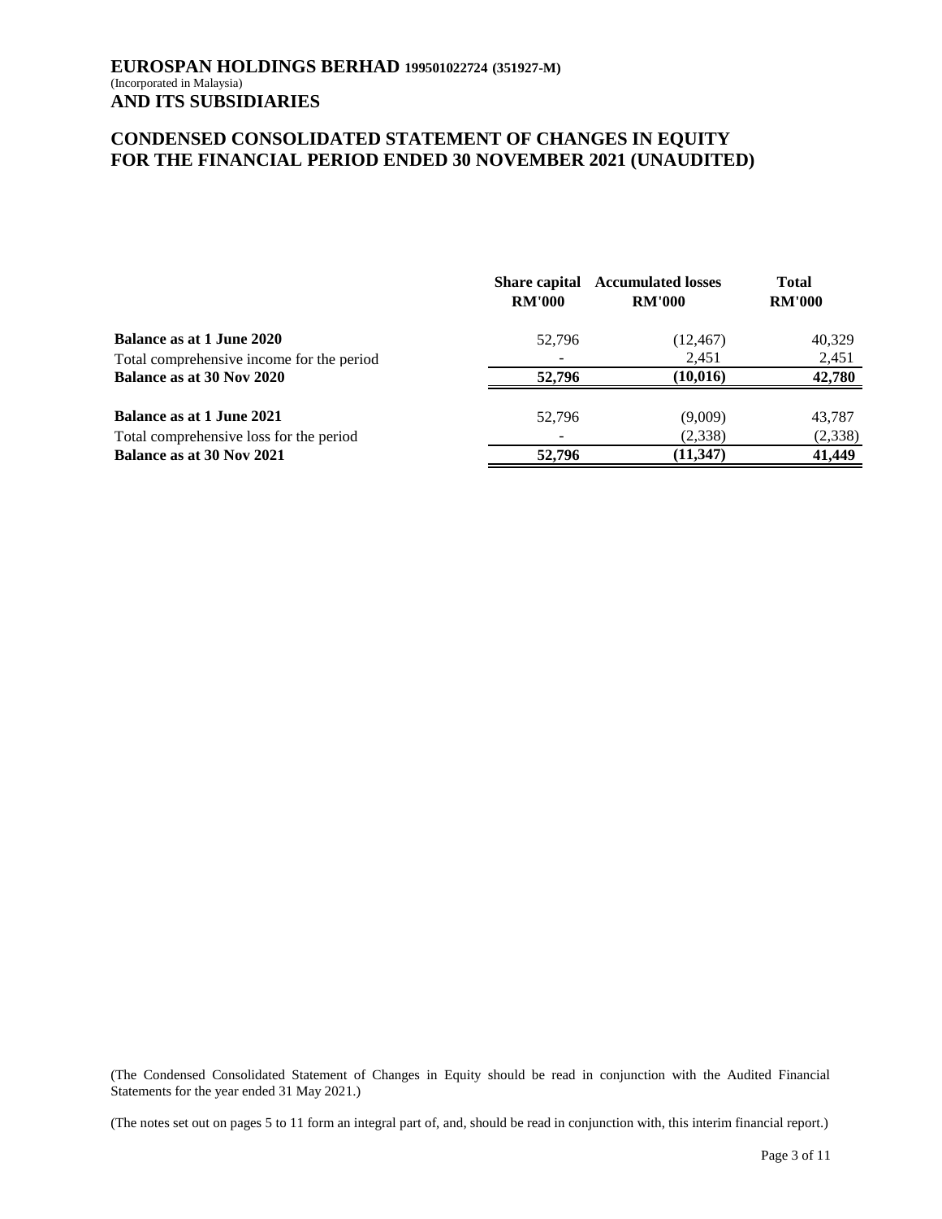**EUROSPAN HOLDINGS BERHAD 199501022724 (351927-M)**
(Incorporated in Malaysia)
**AND ITS SUBSIDIARIES**

## CONDENSED CONSOLIDATED STATEMENT OF CHANGES IN EQUITY FOR THE FINANCIAL PERIOD ENDED 30 NOVEMBER 2021 (UNAUDITED)

| | Share capital RM'000 | Accumulated losses RM'000 | Total RM'000 |
|---|---|---|---|
| **Balance as at 1 June 2020** | 52,796 | (12,467) | 40,329 |
| Total comprehensive income for the period | - | 2,451 | 2,451 |
| **Balance as at 30 Nov 2020** | **52,796** | **(10,016)** | **42,780** |
| | | | |
| **Balance as at 1 June 2021** | 52,796 | (9,009) | 43,787 |
| Total comprehensive loss for the period | - | (2,338) | (2,338) |
| **Balance as at 30 Nov 2021** | **52,796** | **(11,347)** | **41,449** |

(The Condensed Consolidated Statement of Changes in Equity should be read in conjunction with the Audited Financial Statements for the year ended 31 May 2021.)

(The notes set out on pages 5 to 11 form an integral part of, and, should be read in conjunction with, this interim financial report.)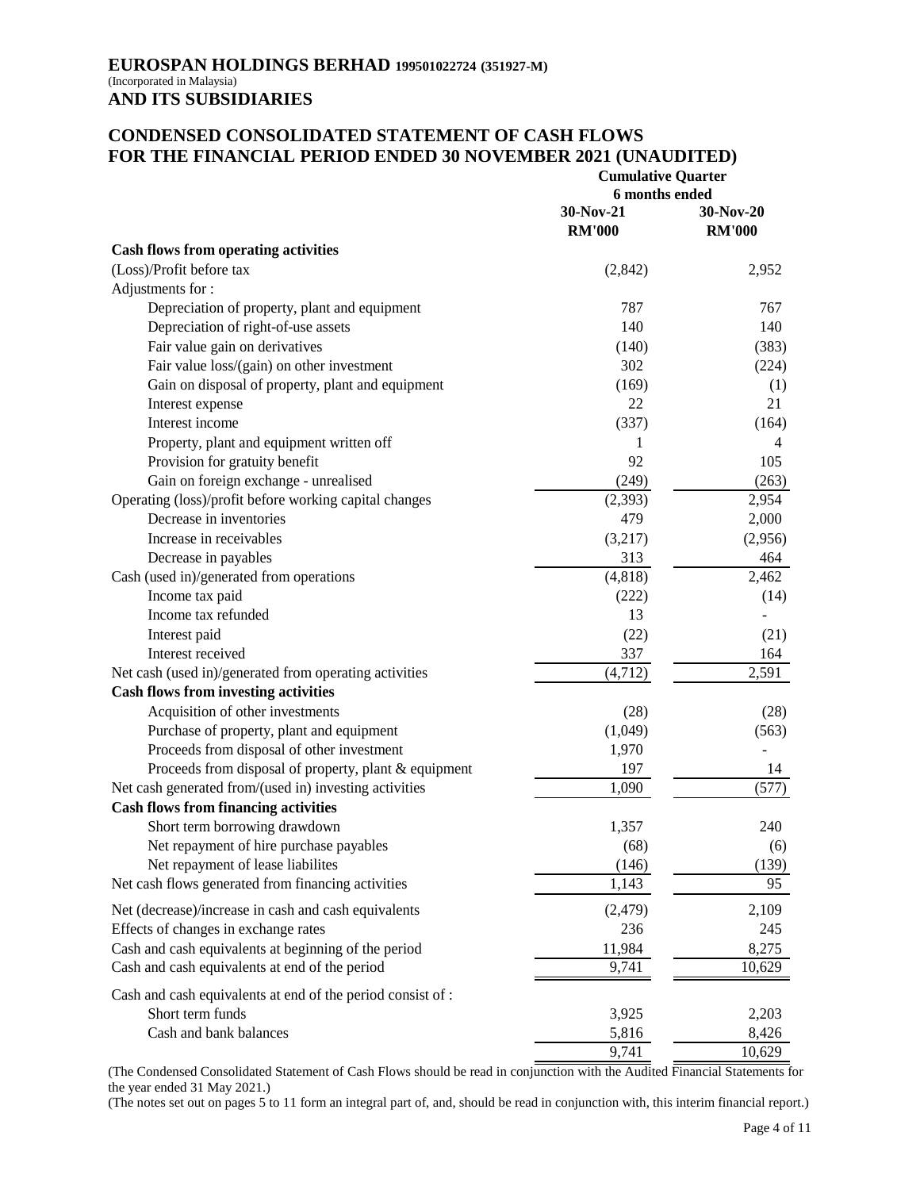# EUROSPAN HOLDINGS BERHAD 199501022724 (351927-M)

(Incorporated in Malaysia)

**AND ITS SUBSIDIARIES**

## CONDENSED CONSOLIDATED STATEMENT OF CASH FLOWS FOR THE FINANCIAL PERIOD ENDED 30 NOVEMBER 2021 (UNAUDITED)

| | Cumulative Quarter | |
|---|---|---|
| | 6 months ended | |
| | 30-Nov-21 | 30-Nov-20 |
| | RM'000 | RM'000 |
| **Cash flows from operating activities** | | |
| (Loss)/Profit before tax | (2,842) | 2,952 |
| Adjustments for : | | |
| Depreciation of property, plant and equipment | 787 | 767 |
| Depreciation of right-of-use assets | 140 | 140 |
| Fair value gain on derivatives | (140) | (383) |
| Fair value loss/(gain) on other investment | 302 | (224) |
| Gain on disposal of property, plant and equipment | (169) | (1) |
| Interest expense | 22 | 21 |
| Interest income | (337) | (164) |
| Property, plant and equipment written off | 1 | 4 |
| Provision for gratuity benefit | 92 | 105 |
| Gain on foreign exchange - unrealised | (249) | (263) |
| Operating (loss)/profit before working capital changes | (2,393) | 2,954 |
| Decrease in inventories | 479 | 2,000 |
| Increase in receivables | (3,217) | (2,956) |
| Decrease in payables | 313 | 464 |
| Cash (used in)/generated from operations | (4,818) | 2,462 |
| Income tax paid | (222) | (14) |
| Income tax refunded | 13 | - |
| Interest paid | (22) | (21) |
| Interest received | 337 | 164 |
| Net cash (used in)/generated from operating activities | (4,712) | 2,591 |
| **Cash flows from investing activities** | | |
| Acquisition of other investments | (28) | (28) |
| Purchase of property, plant and equipment | (1,049) | (563) |
| Proceeds from disposal of other investment | 1,970 | - |
| Proceeds from disposal of property, plant & equipment | 197 | 14 |
| Net cash generated from/(used in) investing activities | 1,090 | (577) |
| **Cash flows from financing activities** | | |
| Short term borrowing drawdown | 1,357 | 240 |
| Net repayment of hire purchase payables | (68) | (6) |
| Net repayment of lease liabilites | (146) | (139) |
| Net cash flows generated from financing activities | 1,143 | 95 |
| Net (decrease)/increase in cash and cash equivalents | (2,479) | 2,109 |
| Effects of changes in exchange rates | 236 | 245 |
| Cash and cash equivalents at beginning of the period | 11,984 | 8,275 |
| Cash and cash equivalents at end of the period | 9,741 | 10,629 |
| Cash and cash equivalents at end of the period consist of : | | |
| Short term funds | 3,925 | 2,203 |
| Cash and bank balances | 5,816 | 8,426 |
| | 9,741 | 10,629 |

(The Condensed Consolidated Statement of Cash Flows should be read in conjunction with the Audited Financial Statements for the year ended 31 May 2021.)

(The notes set out on pages 5 to 11 form an integral part of, and, should be read in conjunction with, this interim financial report.)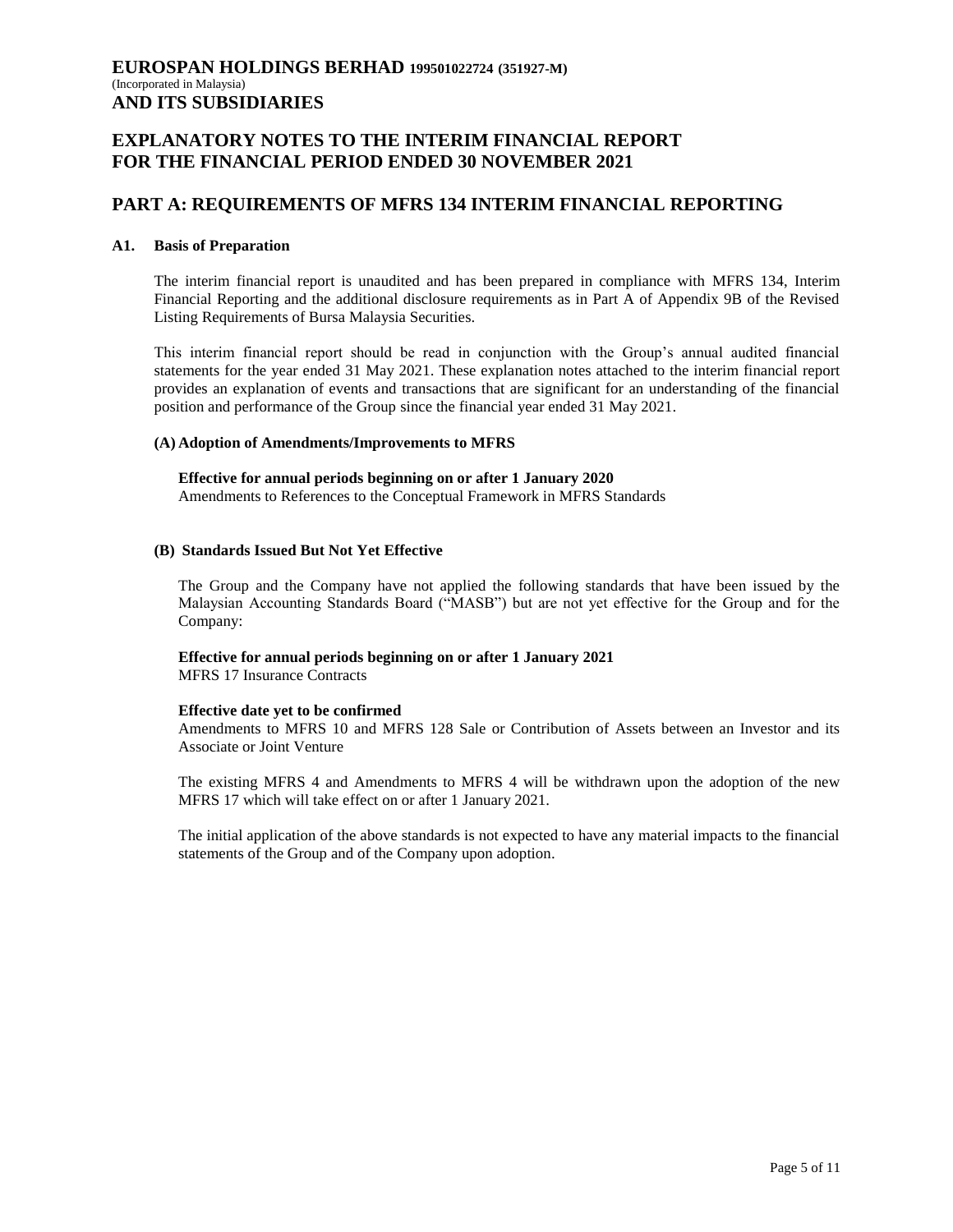**EUROSPAN HOLDINGS BERHAD 199501022724 (351927-M)**
(Incorporated in Malaysia)
**AND ITS SUBSIDIARIES**

# EXPLANATORY NOTES TO THE INTERIM FINANCIAL REPORT FOR THE FINANCIAL PERIOD ENDED 30 NOVEMBER 2021

## PART A: REQUIREMENTS OF MFRS 134 INTERIM FINANCIAL REPORTING

### A1. Basis of Preparation

The interim financial report is unaudited and has been prepared in compliance with MFRS 134, Interim Financial Reporting and the additional disclosure requirements as in Part A of Appendix 9B of the Revised Listing Requirements of Bursa Malaysia Securities.

This interim financial report should be read in conjunction with the Group's annual audited financial statements for the year ended 31 May 2021. These explanation notes attached to the interim financial report provides an explanation of events and transactions that are significant for an understanding of the financial position and performance of the Group since the financial year ended 31 May 2021.

**(A) Adoption of Amendments/Improvements to MFRS**

**Effective for annual periods beginning on or after 1 January 2020**
Amendments to References to the Conceptual Framework in MFRS Standards

**(B) Standards Issued But Not Yet Effective**

The Group and the Company have not applied the following standards that have been issued by the Malaysian Accounting Standards Board ("MASB") but are not yet effective for the Group and for the Company:

**Effective for annual periods beginning on or after 1 January 2021**
MFRS 17 Insurance Contracts

**Effective date yet to be confirmed**
Amendments to MFRS 10 and MFRS 128 Sale or Contribution of Assets between an Investor and its Associate or Joint Venture

The existing MFRS 4 and Amendments to MFRS 4 will be withdrawn upon the adoption of the new MFRS 17 which will take effect on or after 1 January 2021.

The initial application of the above standards is not expected to have any material impacts to the financial statements of the Group and of the Company upon adoption.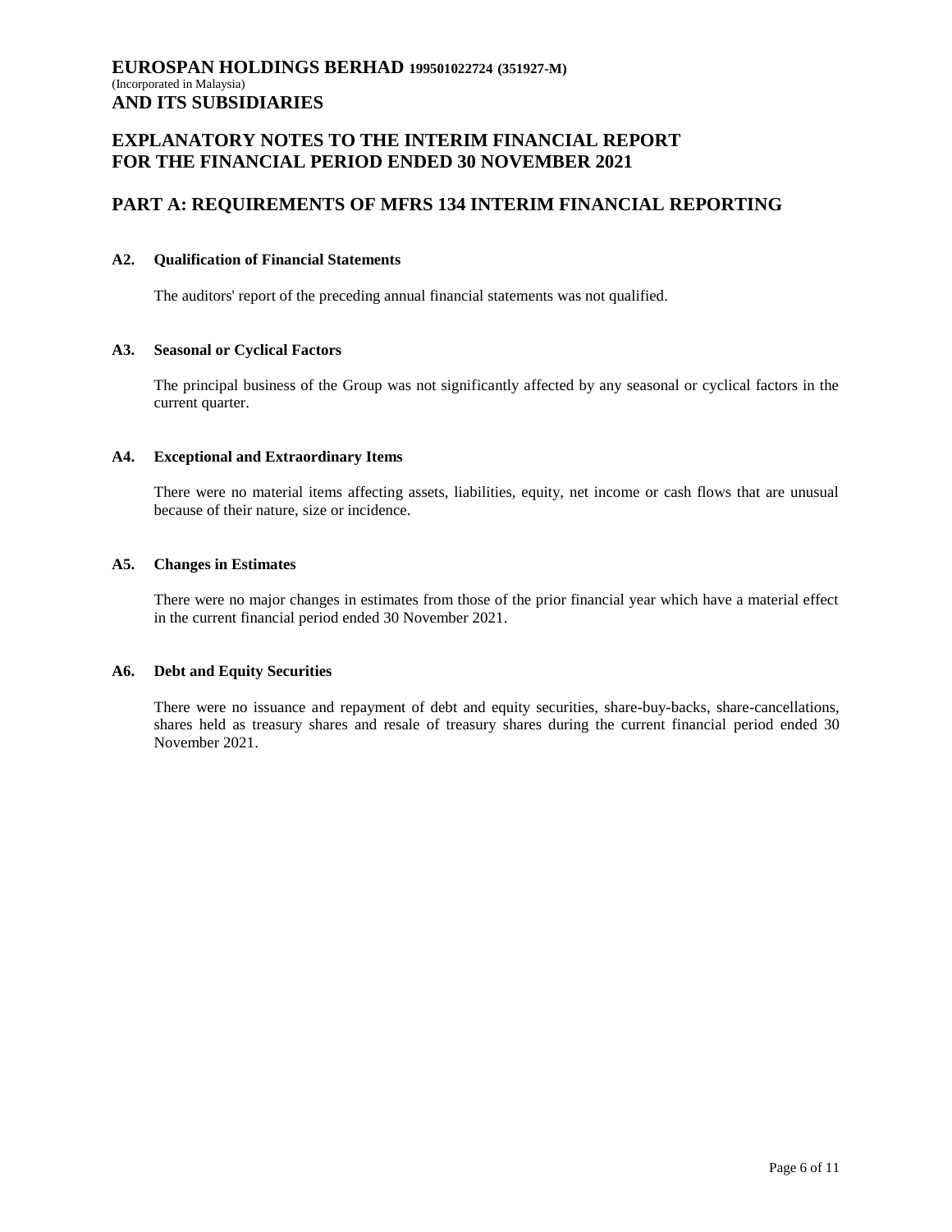**EUROSPAN HOLDINGS BERHAD 199501022724 (351927-M)**
(Incorporated in Malaysia)
**AND ITS SUBSIDIARIES**

## EXPLANATORY NOTES TO THE INTERIM FINANCIAL REPORT FOR THE FINANCIAL PERIOD ENDED 30 NOVEMBER 2021

## PART A: REQUIREMENTS OF MFRS 134 INTERIM FINANCIAL REPORTING

### A2. Qualification of Financial Statements

The auditors' report of the preceding annual financial statements was not qualified.

### A3. Seasonal or Cyclical Factors

The principal business of the Group was not significantly affected by any seasonal or cyclical factors in the current quarter.

### A4. Exceptional and Extraordinary Items

There were no material items affecting assets, liabilities, equity, net income or cash flows that are unusual because of their nature, size or incidence.

### A5. Changes in Estimates

There were no major changes in estimates from those of the prior financial year which have a material effect in the current financial period ended 30 November 2021.

### A6. Debt and Equity Securities

There were no issuance and repayment of debt and equity securities, share-buy-backs, share-cancellations, shares held as treasury shares and resale of treasury shares during the current financial period ended 30 November 2021.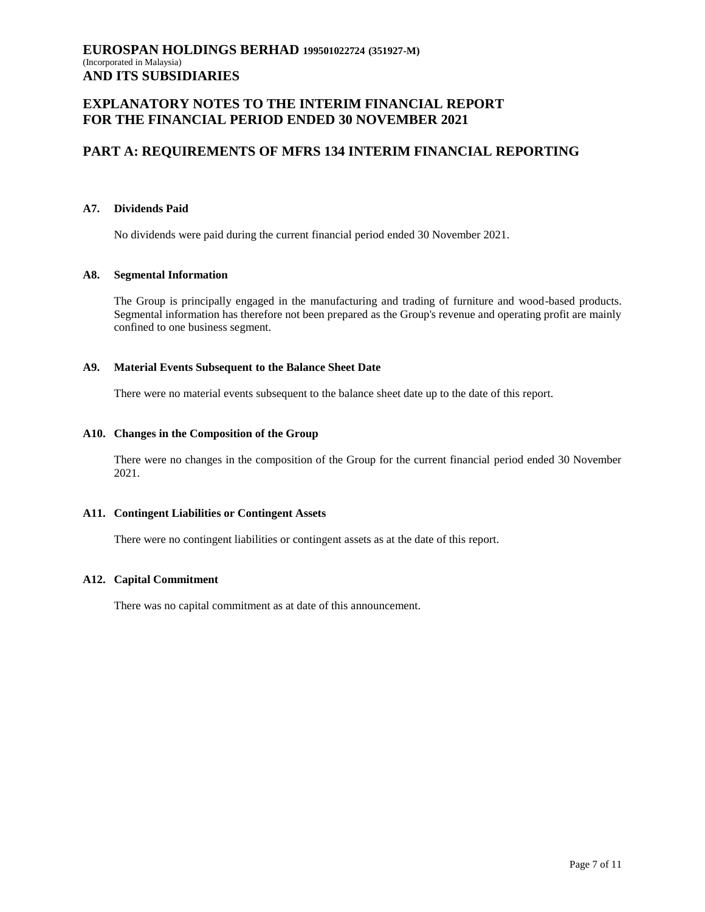# EUROSPAN HOLDINGS BERHAD 199501022724 (351927-M)
(Incorporated in Malaysia)
**AND ITS SUBSIDIARIES**

## EXPLANATORY NOTES TO THE INTERIM FINANCIAL REPORT FOR THE FINANCIAL PERIOD ENDED 30 NOVEMBER 2021

## PART A: REQUIREMENTS OF MFRS 134 INTERIM FINANCIAL REPORTING

### A7. Dividends Paid

No dividends were paid during the current financial period ended 30 November 2021.

### A8. Segmental Information

The Group is principally engaged in the manufacturing and trading of furniture and wood-based products. Segmental information has therefore not been prepared as the Group's revenue and operating profit are mainly confined to one business segment.

### A9. Material Events Subsequent to the Balance Sheet Date

There were no material events subsequent to the balance sheet date up to the date of this report.

### A10. Changes in the Composition of the Group

There were no changes in the composition of the Group for the current financial period ended 30 November 2021.

### A11. Contingent Liabilities or Contingent Assets

There were no contingent liabilities or contingent assets as at the date of this report.

### A12. Capital Commitment

There was no capital commitment as at date of this announcement.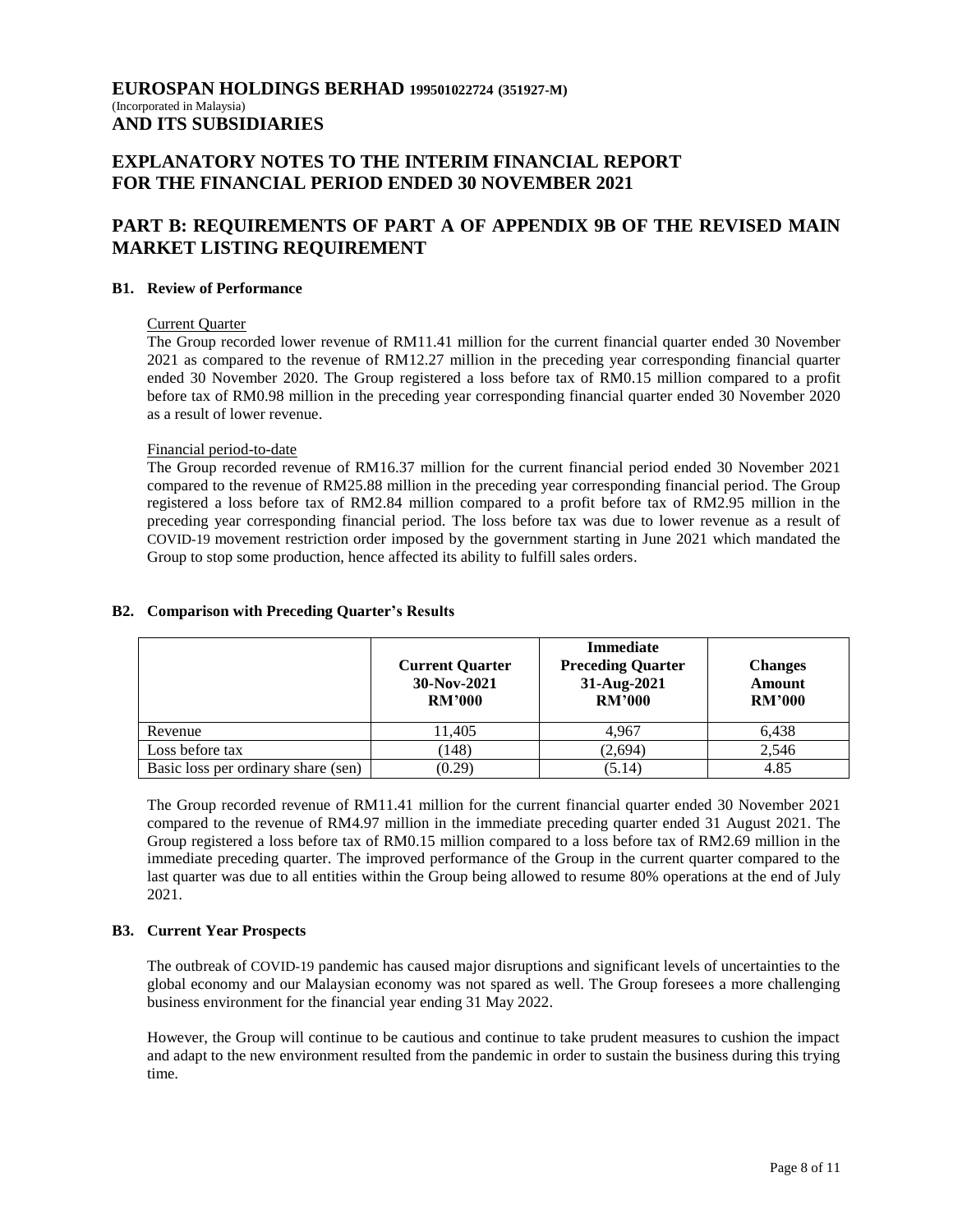# EUROSPAN HOLDINGS BERHAD 199501022724 (351927-M)
(Incorporated in Malaysia)
**AND ITS SUBSIDIARIES**

## EXPLANATORY NOTES TO THE INTERIM FINANCIAL REPORT FOR THE FINANCIAL PERIOD ENDED 30 NOVEMBER 2021

## PART B: REQUIREMENTS OF PART A OF APPENDIX 9B OF THE REVISED MAIN MARKET LISTING REQUIREMENT

### B1. Review of Performance

Current Quarter

The Group recorded lower revenue of RM11.41 million for the current financial quarter ended 30 November 2021 as compared to the revenue of RM12.27 million in the preceding year corresponding financial quarter ended 30 November 2020. The Group registered a loss before tax of RM0.15 million compared to a profit before tax of RM0.98 million in the preceding year corresponding financial quarter ended 30 November 2020 as a result of lower revenue.

Financial period-to-date

The Group recorded revenue of RM16.37 million for the current financial period ended 30 November 2021 compared to the revenue of RM25.88 million in the preceding year corresponding financial period. The Group registered a loss before tax of RM2.84 million compared to a profit before tax of RM2.95 million in the preceding year corresponding financial period. The loss before tax was due to lower revenue as a result of COVID-19 movement restriction order imposed by the government starting in June 2021 which mandated the Group to stop some production, hence affected its ability to fulfill sales orders.

### B2. Comparison with Preceding Quarter's Results

| | Current Quarter 30-Nov-2021 RM'000 | Immediate Preceding Quarter 31-Aug-2021 RM'000 | Changes Amount RM'000 |
|---|---|---|---|
| Revenue | 11,405 | 4,967 | 6,438 |
| Loss before tax | (148) | (2,694) | 2,546 |
| Basic loss per ordinary share (sen) | (0.29) | (5.14) | 4.85 |

The Group recorded revenue of RM11.41 million for the current financial quarter ended 30 November 2021 compared to the revenue of RM4.97 million in the immediate preceding quarter ended 31 August 2021. The Group registered a loss before tax of RM0.15 million compared to a loss before tax of RM2.69 million in the immediate preceding quarter. The improved performance of the Group in the current quarter compared to the last quarter was due to all entities within the Group being allowed to resume 80% operations at the end of July 2021.

### B3. Current Year Prospects

The outbreak of COVID-19 pandemic has caused major disruptions and significant levels of uncertainties to the global economy and our Malaysian economy was not spared as well. The Group foresees a more challenging business environment for the financial year ending 31 May 2022.

However, the Group will continue to be cautious and continue to take prudent measures to cushion the impact and adapt to the new environment resulted from the pandemic in order to sustain the business during this trying time.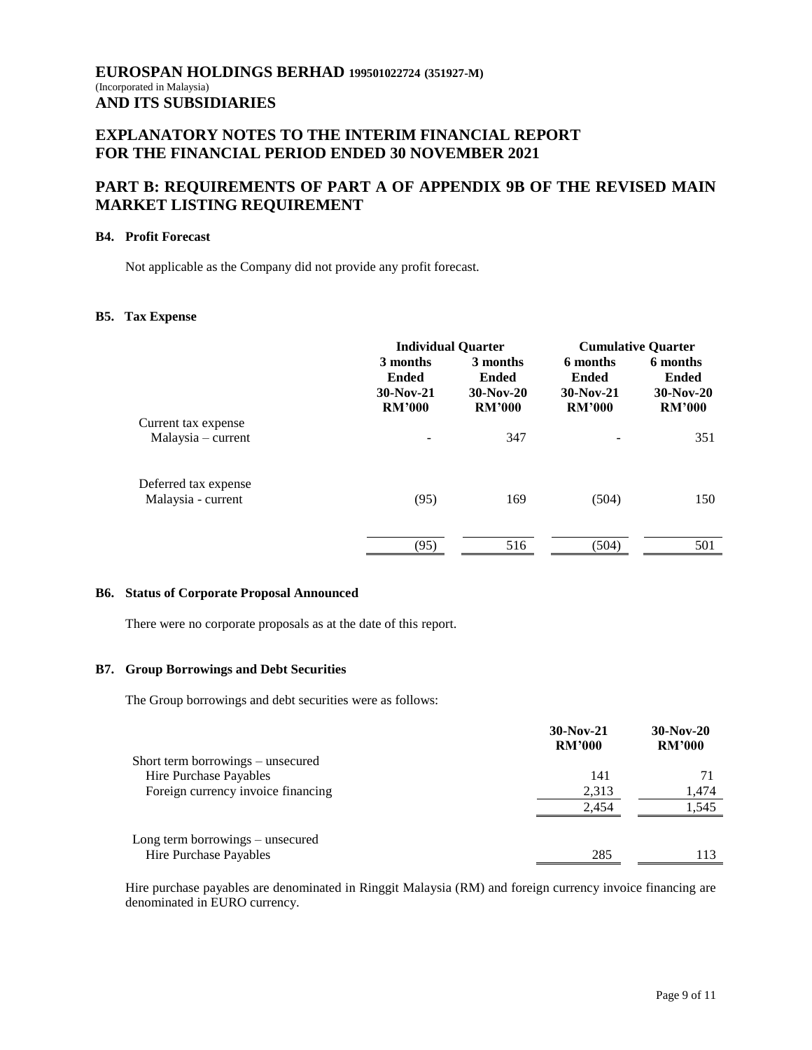# EUROSPAN HOLDINGS BERHAD 199501022724 (351927-M)

(Incorporated in Malaysia)

**AND ITS SUBSIDIARIES**

## EXPLANATORY NOTES TO THE INTERIM FINANCIAL REPORT FOR THE FINANCIAL PERIOD ENDED 30 NOVEMBER 2021

## PART B: REQUIREMENTS OF PART A OF APPENDIX 9B OF THE REVISED MAIN MARKET LISTING REQUIREMENT

### B4. Profit Forecast

Not applicable as the Company did not provide any profit forecast.

### B5. Tax Expense

| | Individual Quarter | | Cumulative Quarter | |
|---|---|---|---|---|
| | 3 months Ended 30-Nov-21 RM'000 | 3 months Ended 30-Nov-20 RM'000 | 6 months Ended 30-Nov-21 RM'000 | 6 months Ended 30-Nov-20 RM'000 |
| Current tax expense | | | | |
| Malaysia – current | - | 347 | - | 351 |
| Deferred tax expense | | | | |
| Malaysia - current | (95) | 169 | (504) | 150 |
| | (95) | 516 | (504) | 501 |

### B6. Status of Corporate Proposal Announced

There were no corporate proposals as at the date of this report.

### B7. Group Borrowings and Debt Securities

The Group borrowings and debt securities were as follows:

| | 30-Nov-21 RM'000 | 30-Nov-20 RM'000 |
|---|---|---|
| Short term borrowings – unsecured | | |
| Hire Purchase Payables | 141 | 71 |
| Foreign currency invoice financing | 2,313 | 1,474 |
| | 2,454 | 1,545 |
| Long term borrowings – unsecured | | |
| Hire Purchase Payables | 285 | 113 |

Hire purchase payables are denominated in Ringgit Malaysia (RM) and foreign currency invoice financing are denominated in EURO currency.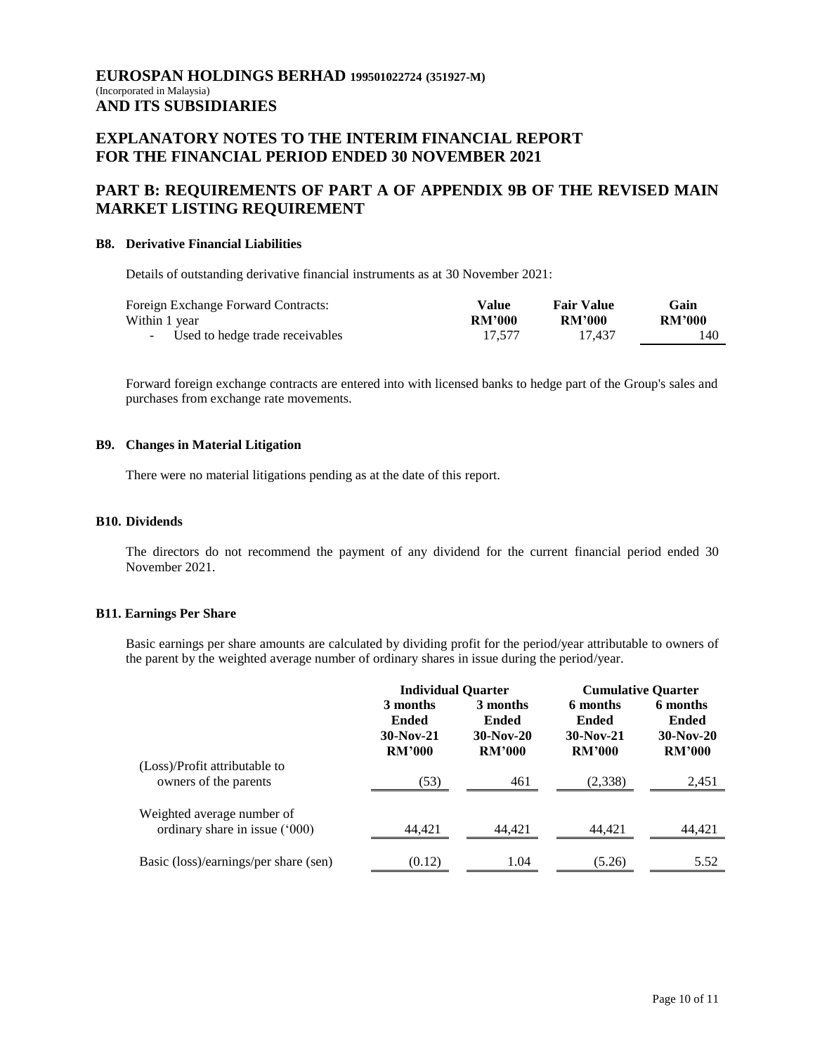# EUROSPAN HOLDINGS BERHAD 199501022724 (351927-M)

(Incorporated in Malaysia)

**AND ITS SUBSIDIARIES**

## EXPLANATORY NOTES TO THE INTERIM FINANCIAL REPORT FOR THE FINANCIAL PERIOD ENDED 30 NOVEMBER 2021

## PART B: REQUIREMENTS OF PART A OF APPENDIX 9B OF THE REVISED MAIN MARKET LISTING REQUIREMENT

### B8. Derivative Financial Liabilities

Details of outstanding derivative financial instruments as at 30 November 2021:

| Foreign Exchange Forward Contracts: | Value | Fair Value | Gain |
|---|---|---|---|
| Within 1 year | RM'000 | RM'000 | RM'000 |
| - Used to hedge trade receivables | 17,577 | 17,437 | 140 |

Forward foreign exchange contracts are entered into with licensed banks to hedge part of the Group's sales and purchases from exchange rate movements.

### B9. Changes in Material Litigation

There were no material litigations pending as at the date of this report.

### B10. Dividends

The directors do not recommend the payment of any dividend for the current financial period ended 30 November 2021.

### B11. Earnings Per Share

Basic earnings per share amounts are calculated by dividing profit for the period/year attributable to owners of the parent by the weighted average number of ordinary shares in issue during the period/year.

| | Individual Quarter | | Cumulative Quarter | |
|---|---|---|---|---|
| | 3 months Ended 30-Nov-21 RM'000 | 3 months Ended 30-Nov-20 RM'000 | 6 months Ended 30-Nov-21 RM'000 | 6 months Ended 30-Nov-20 RM'000 |
| (Loss)/Profit attributable to owners of the parents | (53) | 461 | (2,338) | 2,451 |
| Weighted average number of ordinary share in issue ('000) | 44,421 | 44,421 | 44,421 | 44,421 |
| Basic (loss)/earnings/per share (sen) | (0.12) | 1.04 | (5.26) | 5.52 |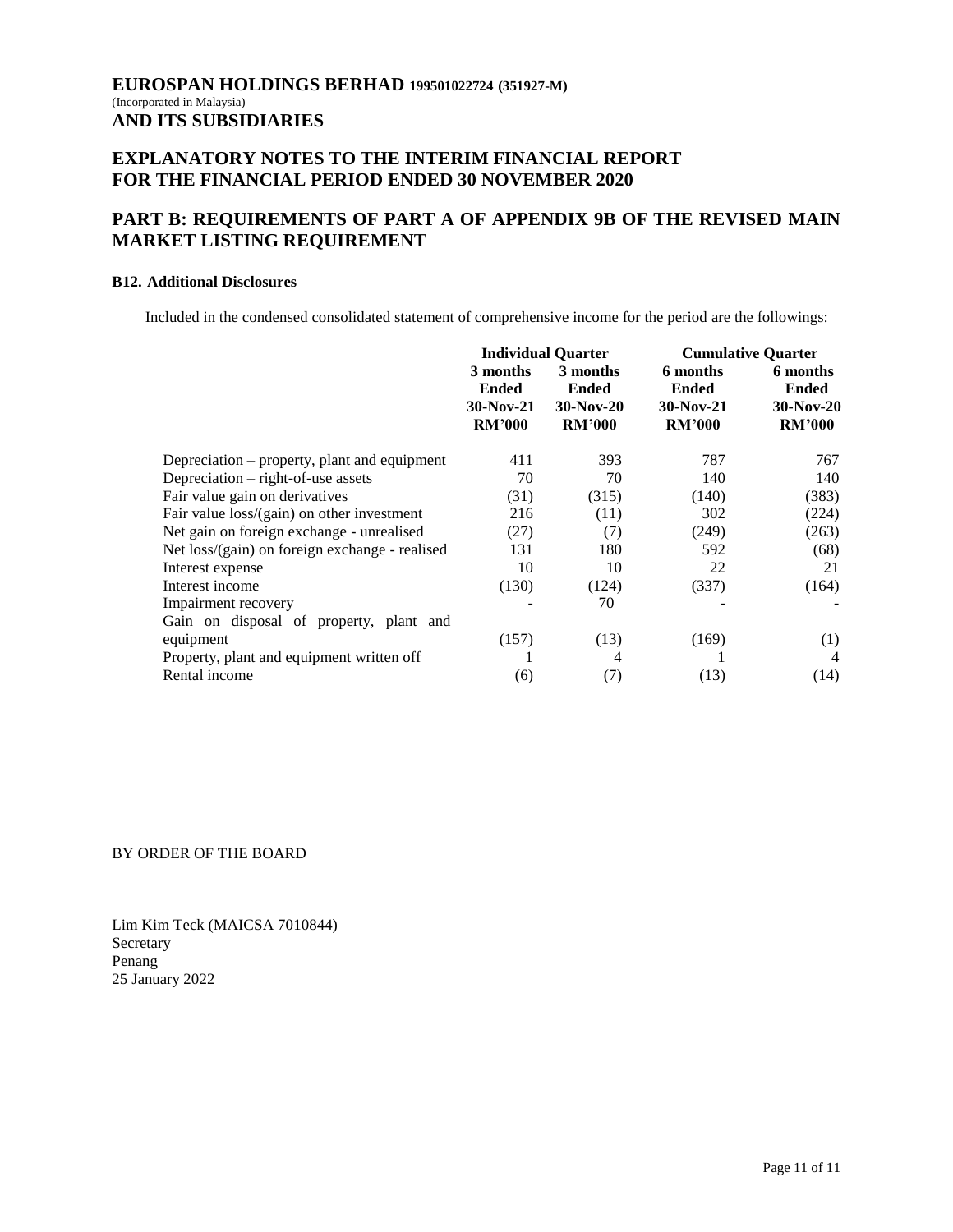# EUROSPAN HOLDINGS BERHAD 199501022724 (351927-M)
(Incorporated in Malaysia)
# AND ITS SUBSIDIARIES

## EXPLANATORY NOTES TO THE INTERIM FINANCIAL REPORT FOR THE FINANCIAL PERIOD ENDED 30 NOVEMBER 2020

## PART B: REQUIREMENTS OF PART A OF APPENDIX 9B OF THE REVISED MAIN MARKET LISTING REQUIREMENT

### B12. Additional Disclosures

Included in the condensed consolidated statement of comprehensive income for the period are the followings:

| | Individual Quarter | | Cumulative Quarter | |
|---|---|---|---|---|
| | 3 months Ended 30-Nov-21 RM'000 | 3 months Ended 30-Nov-20 RM'000 | 6 months Ended 30-Nov-21 RM'000 | 6 months Ended 30-Nov-20 RM'000 |
| Depreciation – property, plant and equipment | 411 | 393 | 787 | 767 |
| Depreciation – right-of-use assets | 70 | 70 | 140 | 140 |
| Fair value gain on derivatives | (31) | (315) | (140) | (383) |
| Fair value loss/(gain) on other investment | 216 | (11) | 302 | (224) |
| Net gain on foreign exchange - unrealised | (27) | (7) | (249) | (263) |
| Net loss/(gain) on foreign exchange - realised | 131 | 180 | 592 | (68) |
| Interest expense | 10 | 10 | 22 | 21 |
| Interest income | (130) | (124) | (337) | (164) |
| Impairment recovery | - | 70 | - | - |
| Gain on disposal of property, plant and equipment | (157) | (13) | (169) | (1) |
| Property, plant and equipment written off | 1 | 4 | 1 | 4 |
| Rental income | (6) | (7) | (13) | (14) |

BY ORDER OF THE BOARD

Lim Kim Teck (MAICSA 7010844)
Secretary
Penang
25 January 2022